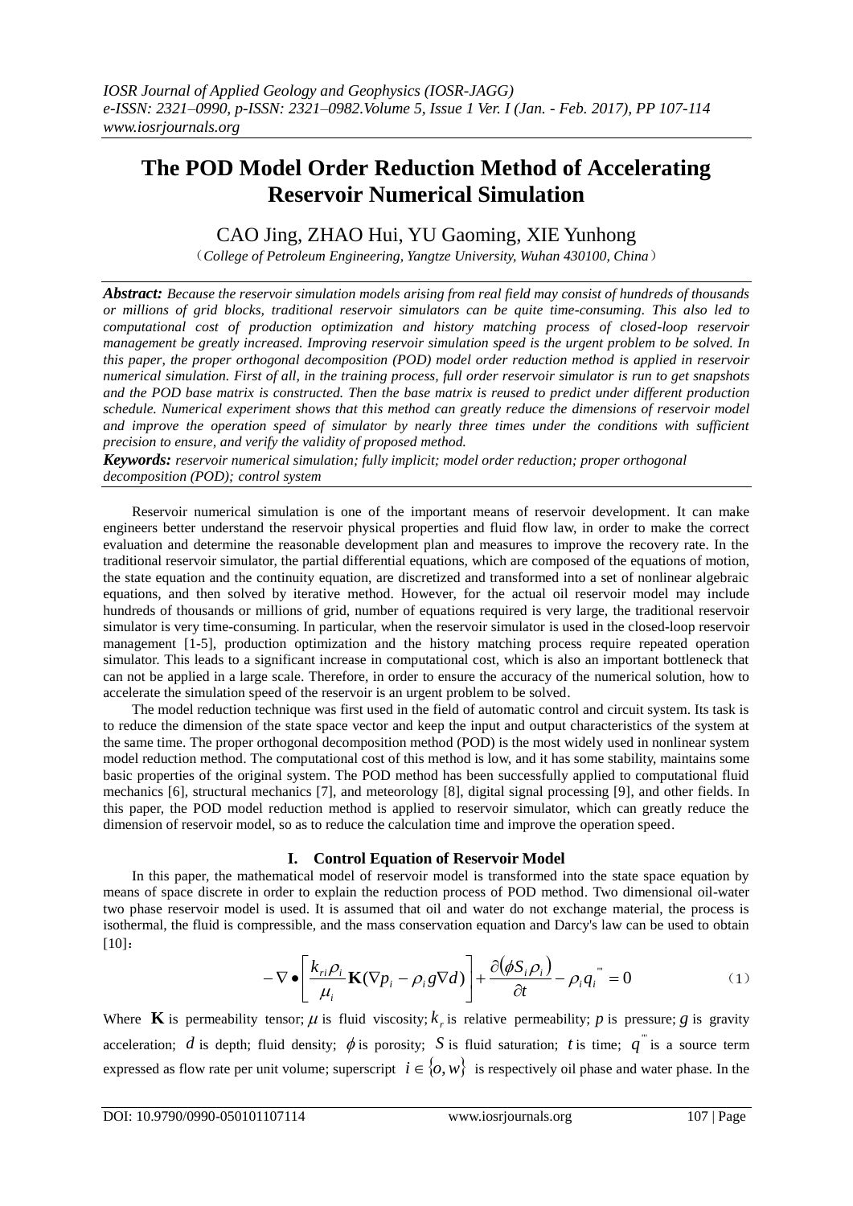# The POD Model Order Reduction Method of Accelerating Reservoir Numerical Simulation

CAO Jing, ZHAO Hui, YU Gaoming, XIE Yunhong

（*College of Petroleum Engineering, Yangtze University, Wuhan 430100, China*）

***Abstract:*** *Because the reservoir simulation models arising from real field may consist of hundreds of thousands or millions of grid blocks, traditional reservoir simulators can be quite time-consuming. This also led to computational cost of production optimization and history matching process of closed-loop reservoir management be greatly increased. Improving reservoir simulation speed is the urgent problem to be solved. In this paper, the proper orthogonal decomposition (POD) model order reduction method is applied in reservoir numerical simulation. First of all, in the training process, full order reservoir simulator is run to get snapshots and the POD base matrix is constructed. Then the base matrix is reused to predict under different production schedule. Numerical experiment shows that this method can greatly reduce the dimensions of reservoir model and improve the operation speed of simulator by nearly three times under the conditions with sufficient precision to ensure, and verify the validity of proposed method.*

***Keywords:*** *reservoir numerical simulation; fully implicit; model order reduction; proper orthogonal decomposition (POD); control system*

Reservoir numerical simulation is one of the important means of reservoir development. It can make engineers better understand the reservoir physical properties and fluid flow law, in order to make the correct evaluation and determine the reasonable development plan and measures to improve the recovery rate. In the traditional reservoir simulator, the partial differential equations, which are composed of the equations of motion, the state equation and the continuity equation, are discretized and transformed into a set of nonlinear algebraic equations, and then solved by iterative method. However, for the actual oil reservoir model may include hundreds of thousands or millions of grid, number of equations required is very large, the traditional reservoir simulator is very time-consuming. In particular, when the reservoir simulator is used in the closed-loop reservoir management [1-5], production optimization and the history matching process require repeated operation simulator. This leads to a significant increase in computational cost, which is also an important bottleneck that can not be applied in a large scale. Therefore, in order to ensure the accuracy of the numerical solution, how to accelerate the simulation speed of the reservoir is an urgent problem to be solved.

The model reduction technique was first used in the field of automatic control and circuit system. Its task is to reduce the dimension of the state space vector and keep the input and output characteristics of the system at the same time. The proper orthogonal decomposition method (POD) is the most widely used in nonlinear system model reduction method. The computational cost of this method is low, and it has some stability, maintains some basic properties of the original system. The POD method has been successfully applied to computational fluid mechanics [6], structural mechanics [7], and meteorology [8], digital signal processing [9], and other fields. In this paper, the POD model reduction method is applied to reservoir simulator, which can greatly reduce the dimension of reservoir model, so as to reduce the calculation time and improve the operation speed.

## I. Control Equation of Reservoir Model

In this paper, the mathematical model of reservoir model is transformed into the state space equation by means of space discrete in order to explain the reduction process of POD method. Two dimensional oil-water two phase reservoir model is used. It is assumed that oil and water do not exchange material, the process is isothermal, the fluid is compressible, and the mass conservation equation and Darcy's law can be used to obtain [10]:

$$-\nabla \bullet \left[ \frac{k_{ri}\rho_i}{\mu_i} \mathbf{K}(\nabla p_i - \rho_i g \nabla d) \right] + \frac{\partial(\phi S_i \rho_i)}{\partial t} - \rho_i q_i^{'''} = 0 \tag{1}$$

Where $\mathbf{K}$ is permeability tensor; $\mu$ is fluid viscosity; $k_r$ is relative permeability; $p$ is pressure; $g$ is gravity acceleration; $d$ is depth; fluid density; $\phi$ is porosity; $S$ is fluid saturation; $t$ is time; $q^{'''}$ is a source term expressed as flow rate per unit volume; superscript $i \in \{o, w\}$ is respectively oil phase and water phase. In the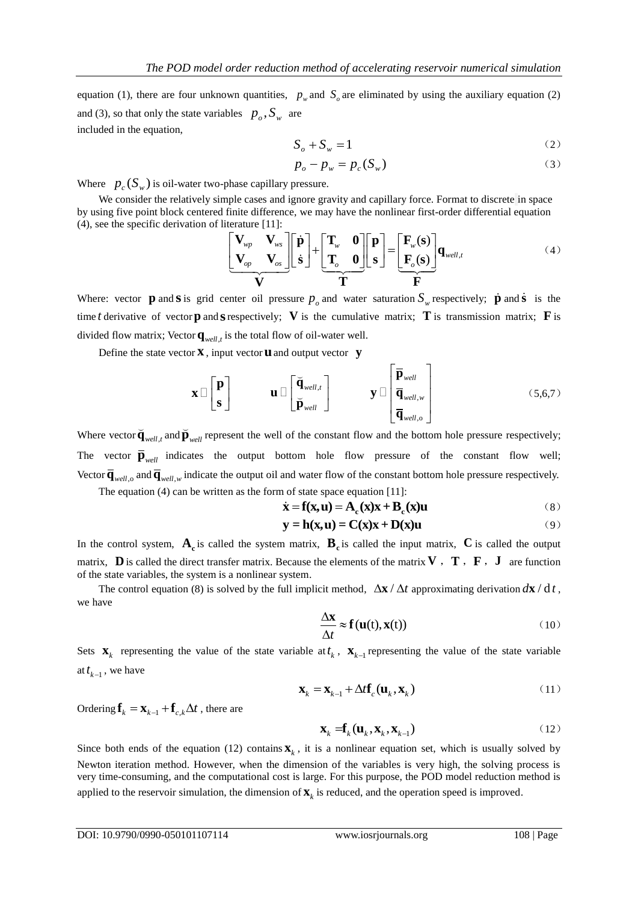equation (1), there are four unknown quantities, $p_w$ and $S_o$ are eliminated by using the auxiliary equation (2) and (3), so that only the state variables $p_o, S_w$ are included in the equation,

$$S_o + S_w = 1 \tag{2}$$

$$p_o - p_w = p_c(S_w) \tag{3}$$

Where $p_c(S_w)$ is oil-water two-phase capillary pressure.

We consider the relatively simple cases and ignore gravity and capillary force. Format to discrete in space by using five point block centered finite difference, we may have the nonlinear first-order differential equation (4), see the specific derivation of literature [11]:

$$\underbrace{\begin{bmatrix} \mathbf{V}_{wp} & \mathbf{V}_{ws} \\ \mathbf{V}_{op} & \mathbf{V}_{os} \end{bmatrix}}_{\mathbf{V}} \begin{bmatrix} \dot{\mathbf{p}} \\ \dot{\mathbf{s}} \end{bmatrix} + \underbrace{\begin{bmatrix} \mathbf{T}_w & \mathbf{0} \\ \mathbf{T}_o & \mathbf{0} \end{bmatrix}}_{\mathbf{T}} \begin{bmatrix} \mathbf{p} \\ \mathbf{s} \end{bmatrix} = \underbrace{\begin{bmatrix} \mathbf{F}_w(\mathbf{s}) \\ \mathbf{F}_o(\mathbf{s}) \end{bmatrix}}_{\mathbf{F}} \mathbf{q}_{well,t} \tag{4}$$

Where: vector $\mathbf{p}$ and $\mathbf{s}$ is grid center oil pressure $p_o$ and water saturation $S_w$ respectively; $\dot{\mathbf{p}}$ and $\dot{\mathbf{s}}$ is the time $t$ derivative of vector $\mathbf{p}$ and $\mathbf{s}$ respectively; $\mathbf{V}$ is the cumulative matrix; $\mathbf{T}$ is transmission matrix; $\mathbf{F}$ is divided flow matrix; Vector $\mathbf{q}_{well,t}$ is the total flow of oil-water well.

Define the state vector $\mathbf{x}$, input vector $\mathbf{u}$ and output vector $\mathbf{y}$

$$\mathbf{x} \triangleq \begin{bmatrix} \mathbf{p} \\ \mathbf{s} \end{bmatrix} \qquad \mathbf{u} \triangleq \begin{bmatrix} \breve{\mathbf{q}}_{well,t} \\ \breve{\mathbf{p}}_{well} \end{bmatrix} \qquad \mathbf{y} \triangleq \begin{bmatrix} \overline{\mathbf{p}}_{well} \\ \overline{\mathbf{q}}_{well,w} \\ \overline{\mathbf{q}}_{well,o} \end{bmatrix} \tag{5,6,7}$$

Where vector $\breve{\mathbf{q}}_{well,t}$ and $\breve{\mathbf{p}}_{well}$ represent the well of the constant flow and the bottom hole pressure respectively; The vector $\overline{\mathbf{p}}_{well}$ indicates the output bottom hole flow pressure of the constant flow well; Vector $\overline{\mathbf{q}}_{well,o}$ and $\overline{\mathbf{q}}_{well,w}$ indicate the output oil and water flow of the constant bottom hole pressure respectively.

The equation (4) can be written as the form of state space equation [11]:

$$\dot{\mathbf{x}} = \mathbf{f}(\mathbf{x},\mathbf{u}) = \mathbf{A_c}(\mathbf{x})\mathbf{x} + \mathbf{B_c}(\mathbf{x})\mathbf{u} \tag{8}$$

$$\mathbf{y} = \mathbf{h}(\mathbf{x},\mathbf{u}) = \mathbf{C}(\mathbf{x})\mathbf{x} + \mathbf{D}(\mathbf{x})\mathbf{u} \tag{9}$$

In the control system, $\mathbf{A_c}$ is called the system matrix, $\mathbf{B_c}$ is called the input matrix, $\mathbf{C}$ is called the output matrix, $\mathbf{D}$ is called the direct transfer matrix. Because the elements of the matrix $\mathbf{V}$, $\mathbf{T}$, $\mathbf{F}$, $\mathbf{J}$ are function of the state variables, the system is a nonlinear system.

The control equation (8) is solved by the full implicit method, $\Delta\mathbf{x}/\Delta t$ approximating derivation $d\mathbf{x}/\mathrm{d}t$, we have

$$\frac{\Delta\mathbf{x}}{\Delta t} \approx \mathbf{f}(\mathbf{u}(\mathrm{t}), \mathbf{x}(\mathrm{t})) \tag{10}$$

Sets $\mathbf{x}_k$ representing the value of the state variable at $t_k$, $\mathbf{x}_{k-1}$ representing the value of the state variable at $t_{k-1}$, we have

$$\mathbf{x}_k = \mathbf{x}_{k-1} + \Delta t \mathbf{f}_c(\mathbf{u}_k, \mathbf{x}_k) \tag{11}$$

Ordering $\mathbf{f}_k = \mathbf{x}_{k-1} + \mathbf{f}_{c,k}\Delta t$, there are

$$\mathbf{x}_k = \mathbf{f}_k(\mathbf{u}_k, \mathbf{x}_k, \mathbf{x}_{k-1}) \tag{12}$$

Since both ends of the equation (12) contains $\mathbf{x}_k$, it is a nonlinear equation set, which is usually solved by Newton iteration method. However, when the dimension of the variables is very high, the solving process is very time-consuming, and the computational cost is large. For this purpose, the POD model reduction method is applied to the reservoir simulation, the dimension of $\mathbf{x}_k$ is reduced, and the operation speed is improved.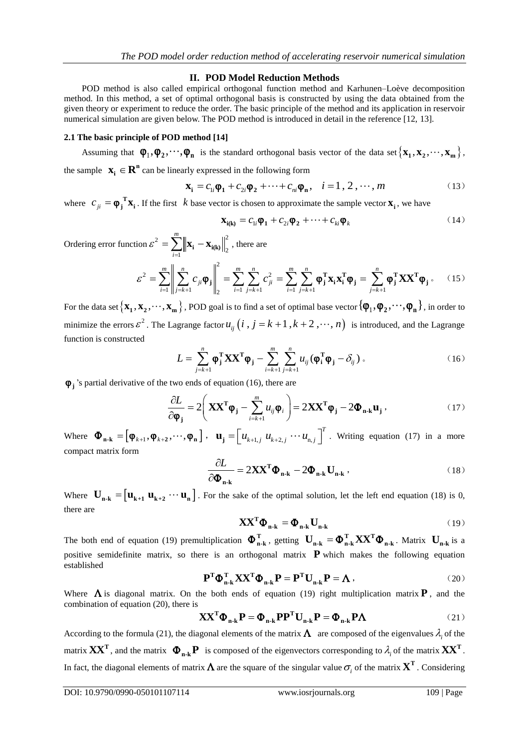## II. POD Model Reduction Methods

POD method is also called empirical orthogonal function method and Karhunen–Loève decomposition method. In this method, a set of optimal orthogonal basis is constructed by using the data obtained from the given theory or experiment to reduce the order. The basic principle of the method and its application in reservoir numerical simulation are given below. The POD method is introduced in detail in the reference [12, 13].

### 2.1 The basic principle of POD method [14]

Assuming that $\boldsymbol{\varphi}_1, \boldsymbol{\varphi}_2, \cdots, \boldsymbol{\varphi}_n$ is the standard orthogonal basis vector of the data set $\{\mathbf{x}_1, \mathbf{x}_2, \cdots, \mathbf{x}_m\}$, the sample $\mathbf{x}_i \in \mathbf{R}^n$ can be linearly expressed in the following form

$$\mathbf{x}_i = c_{1i}\boldsymbol{\varphi}_1 + c_{2i}\boldsymbol{\varphi}_2 + \cdots + c_{ni}\boldsymbol{\varphi}_n, \quad i = 1, 2, \cdots, m \tag{13}$$

where $c_{ji} = \boldsymbol{\varphi}_j^T \mathbf{x}_i$. If the first $k$ base vector is chosen to approximate the sample vector $\mathbf{x}_i$, we have

$$\mathbf{x}_{i(k)} = c_{1i}\boldsymbol{\varphi}_1 + c_{2i}\boldsymbol{\varphi}_2 + \cdots + c_{ki}\boldsymbol{\varphi}_k \tag{14}$$

Ordering error function $\varepsilon^2 = \sum_{i=1}^{m} \left\| \mathbf{x}_i - \mathbf{x}_{i(k)} \right\|_2^2$, there are

$$\varepsilon^2 = \sum_{i=1}^{m} \left\| \sum_{j=k+1}^{n} c_{ji}\boldsymbol{\varphi}_j \right\|_2^2 = \sum_{i=1}^{m} \sum_{j=k+1}^{n} c_{ji}^2 = \sum_{i=1}^{m} \sum_{j=k+1}^{n} \boldsymbol{\varphi}_j^T \mathbf{x}_i \mathbf{x}_i^T \boldsymbol{\varphi}_j = \sum_{j=k+1}^{n} \boldsymbol{\varphi}_j^T \mathbf{X}\mathbf{X}^T \boldsymbol{\varphi}_j 。 \tag{15}$$

For the data set $\{\mathbf{x}_1, \mathbf{x}_2, \cdots, \mathbf{x}_m\}$, POD goal is to find a set of optimal base vector $\{\boldsymbol{\varphi}_1, \boldsymbol{\varphi}_2, \cdots, \boldsymbol{\varphi}_n\}$, in order to minimize the errors $\varepsilon^2$. The Lagrange factor $u_{ij}\ (i, j = k+1, k+2, \cdots, n)$ is introduced, and the Lagrange function is constructed

$$L = \sum_{j=k+1}^{n} \boldsymbol{\varphi}_j^T \mathbf{X}\mathbf{X}^T \boldsymbol{\varphi}_j - \sum_{i=k+1}^{m} \sum_{j=k+1}^{n} u_{ij} (\boldsymbol{\varphi}_i^T \boldsymbol{\varphi}_j - \delta_{ij}) 。 \tag{16}$$

$\boldsymbol{\varphi}_j$ 's partial derivative of the two ends of equation (16), there are

$$\frac{\partial L}{\partial \boldsymbol{\varphi}_j} = 2\left( \mathbf{X}\mathbf{X}^T \boldsymbol{\varphi}_j - \sum_{i=k+1}^{m} u_{ij}\boldsymbol{\varphi}_i \right) = 2\mathbf{X}\mathbf{X}^T \boldsymbol{\varphi}_j - 2\boldsymbol{\Phi}_{n-k}\mathbf{u}_j, \tag{17}$$

Where $\boldsymbol{\Phi}_{n-k} = \left[ \boldsymbol{\varphi}_{k+1}, \boldsymbol{\varphi}_{k+2}, \cdots, \boldsymbol{\varphi}_n \right]$, $\mathbf{u}_j = \left[ u_{k+1,j}\ u_{k+2,j} \cdots u_{n,j} \right]^T$. Writing equation (17) in a more compact matrix form

$$\frac{\partial L}{\partial \boldsymbol{\Phi}_{n-k}} = 2\mathbf{X}\mathbf{X}^T \boldsymbol{\Phi}_{n-k} - 2\boldsymbol{\Phi}_{n-k}\mathbf{U}_{n-k}, \tag{18}$$

Where $\mathbf{U}_{n-k} = \left[ \mathbf{u}_{k+1}\ \mathbf{u}_{k+2} \cdots \mathbf{u}_n \right]$. For the sake of the optimal solution, let the left end equation (18) is 0, there are

$$\mathbf{X}\mathbf{X}^T \boldsymbol{\Phi}_{n-k} = \boldsymbol{\Phi}_{n-k}\mathbf{U}_{n-k} \tag{19}$$

The both end of equation (19) premultiplication $\boldsymbol{\Phi}_{n-k}^T$, getting $\mathbf{U}_{n-k} = \boldsymbol{\Phi}_{n-k}^T \mathbf{X}\mathbf{X}^T \boldsymbol{\Phi}_{n-k}$. Matrix $\mathbf{U}_{n-k}$ is a positive semidefinite matrix, so there is an orthogonal matrix $\mathbf{P}$ which makes the following equation established

$$\mathbf{P}^T \boldsymbol{\Phi}_{n-k}^T \mathbf{X}\mathbf{X}^T \boldsymbol{\Phi}_{n-k}\mathbf{P} = \mathbf{P}^T \mathbf{U}_{n-k}\mathbf{P} = \boldsymbol{\Lambda}, \tag{20}$$

Where $\boldsymbol{\Lambda}$ is diagonal matrix. On the both ends of equation (19) right multiplication matrix $\mathbf{P}$, and the combination of equation (20), there is

$$\mathbf{X}\mathbf{X}^T \boldsymbol{\Phi}_{n-k}\mathbf{P} = \boldsymbol{\Phi}_{n-k}\mathbf{P}\mathbf{P}^T \mathbf{U}_{n-k}\mathbf{P} = \boldsymbol{\Phi}_{n-k}\mathbf{P}\boldsymbol{\Lambda} \tag{21}$$

According to the formula (21), the diagonal elements of the matrix $\boldsymbol{\Lambda}$ are composed of the eigenvalues $\lambda_i$ of the matrix $\mathbf{X}\mathbf{X}^T$, and the matrix $\boldsymbol{\Phi}_{n-k}\mathbf{P}$ is composed of the eigenvectors corresponding to $\lambda_i$ of the matrix $\mathbf{X}\mathbf{X}^T$. In fact, the diagonal elements of matrix $\boldsymbol{\Lambda}$ are the square of the singular value $\sigma_i$ of the matrix $\mathbf{X}^T$. Considering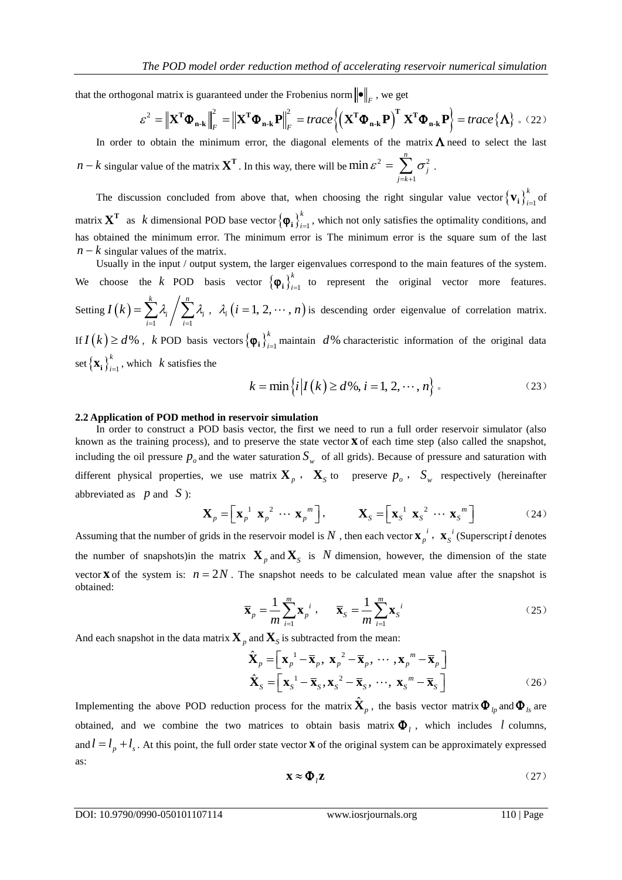that the orthogonal matrix is guaranteed under the Frobenius norm $\|\bullet\|_F$ , we get

$$\varepsilon^2 = \left\|\mathbf{X}^\mathbf{T}\mathbf{\Phi}_{\mathbf{n-k}}\right\|_F^2 = \left\|\mathbf{X}^\mathbf{T}\mathbf{\Phi}_{\mathbf{n-k}}\mathbf{P}\right\|_F^2 = trace\left\{\left(\mathbf{X}^\mathbf{T}\mathbf{\Phi}_{\mathbf{n-k}}\mathbf{P}\right)^\mathbf{T}\mathbf{X}^\mathbf{T}\mathbf{\Phi}_{\mathbf{n-k}}\mathbf{P}\right\} = trace\left\{\mathbf{\Lambda}\right\} \text{。} \tag{22}$$

In order to obtain the minimum error, the diagonal elements of the matrix $\mathbf{\Lambda}$ need to select the last $n-k$ singular value of the matrix $\mathbf{X}^\mathbf{T}$ . In this way, there will be $\min \varepsilon^2 = \sum_{j=k+1}^{n} \sigma_j^2$ .

The discussion concluded from above that, when choosing the right singular value vector $\{\mathbf{v_i}\}_{i=1}^k$ of matrix $\mathbf{X}^\mathbf{T}$ as $k$ dimensional POD base vector $\{\boldsymbol{\varphi}_\mathbf{i}\}_{i=1}^k$, which not only satisfies the optimality conditions, and has obtained the minimum error. The minimum error is The minimum error is the square sum of the last $n-k$ singular values of the matrix.

Usually in the input / output system, the larger eigenvalues correspond to the main features of the system. We choose the $k$ POD basis vector $\{\boldsymbol{\varphi}_\mathbf{i}\}_{i=1}^k$ to represent the original vector more features. Setting $I(k) = \sum_{i=1}^{k} \lambda_i \Big/ \sum_{i=1}^{n} \lambda_i$ , $\lambda_i\,(i = 1, 2, \cdots, n)$ is descending order eigenvalue of correlation matrix. If $I(k) \geq d\%$ , $k$ POD basis vectors $\{\boldsymbol{\varphi}_\mathbf{i}\}_{i=1}^k$ maintain $d\%$ characteristic information of the original data set $\{\mathbf{x_i}\}_{i=1}^k$, which $k$ satisfies the

$$k = \min\left\{i \,\middle|\, I(k) \geq d\%, i = 1, 2, \cdots, n\right\} \text{。} \tag{23}$$

**2.2 Application of POD method in reservoir simulation**

In order to construct a POD basis vector, the first we need to run a full order reservoir simulator (also known as the training process), and to preserve the state vector $\mathbf{x}$ of each time step (also called the snapshot, including the oil pressure $p_o$ and the water saturation $S_w$ of all grids). Because of pressure and saturation with different physical properties, we use matrix $\mathbf{X}_p$ , $\mathbf{X}_S$ to preserve $p_o$ , $S_w$ respectively (hereinafter abbreviated as $p$ and $S$ ):

$$\mathbf{X}_p = \left[\mathbf{x}_p{}^1 \;\mathbf{x}_p{}^2 \;\cdots\; \mathbf{x}_p{}^m\right], \qquad \mathbf{X}_S = \left[\mathbf{x}_S{}^1 \;\mathbf{x}_S{}^2 \;\cdots\; \mathbf{x}_S{}^m\right] \tag{24}$$

Assuming that the number of grids in the reservoir model is $N$ , then each vector $\mathbf{x}_p{}^i$ , $\mathbf{x}_S{}^i$ (Superscript $i$ denotes the number of snapshots)in the matrix $\mathbf{X}_p$ and $\mathbf{X}_S$ is $N$ dimension, however, the dimension of the state vector $\mathbf{x}$ of the system is: $n = 2N$ . The snapshot needs to be calculated mean value after the snapshot is obtained:

$$\overline{\mathbf{x}}_p = \frac{1}{m}\sum_{i=1}^{m}\mathbf{x}_p{}^i\,, \qquad \overline{\mathbf{x}}_S = \frac{1}{m}\sum_{i=1}^{m}\mathbf{x}_S{}^i \tag{25}$$

And each snapshot in the data matrix $\mathbf{X}_p$ and $\mathbf{X}_S$ is subtracted from the mean:

$$\begin{aligned}\hat{\mathbf{X}}_p &= \left[\mathbf{x}_p{}^1 - \overline{\mathbf{x}}_p,\; \mathbf{x}_p{}^2 - \overline{\mathbf{x}}_p,\; \cdots, \mathbf{x}_p{}^m - \overline{\mathbf{x}}_p\right] \\ \hat{\mathbf{X}}_S &= \left[\mathbf{x}_S{}^1 - \overline{\mathbf{x}}_S, \mathbf{x}_S{}^2 - \overline{\mathbf{x}}_S,\; \cdots,\; \mathbf{x}_S{}^m - \overline{\mathbf{x}}_S\right]\end{aligned} \tag{26}$$

Implementing the above POD reduction process for the matrix $\hat{\mathbf{X}}_p$ , the basis vector matrix $\mathbf{\Phi}_{lp}$ and $\mathbf{\Phi}_{ls}$ are obtained, and we combine the two matrices to obtain basis matrix $\mathbf{\Phi}_l$ , which includes $l$ columns, and $l = l_p + l_s$ . At this point, the full order state vector $\mathbf{x}$ of the original system can be approximately expressed as:

$$\mathbf{x} \approx \mathbf{\Phi}_l \mathbf{z} \tag{27}$$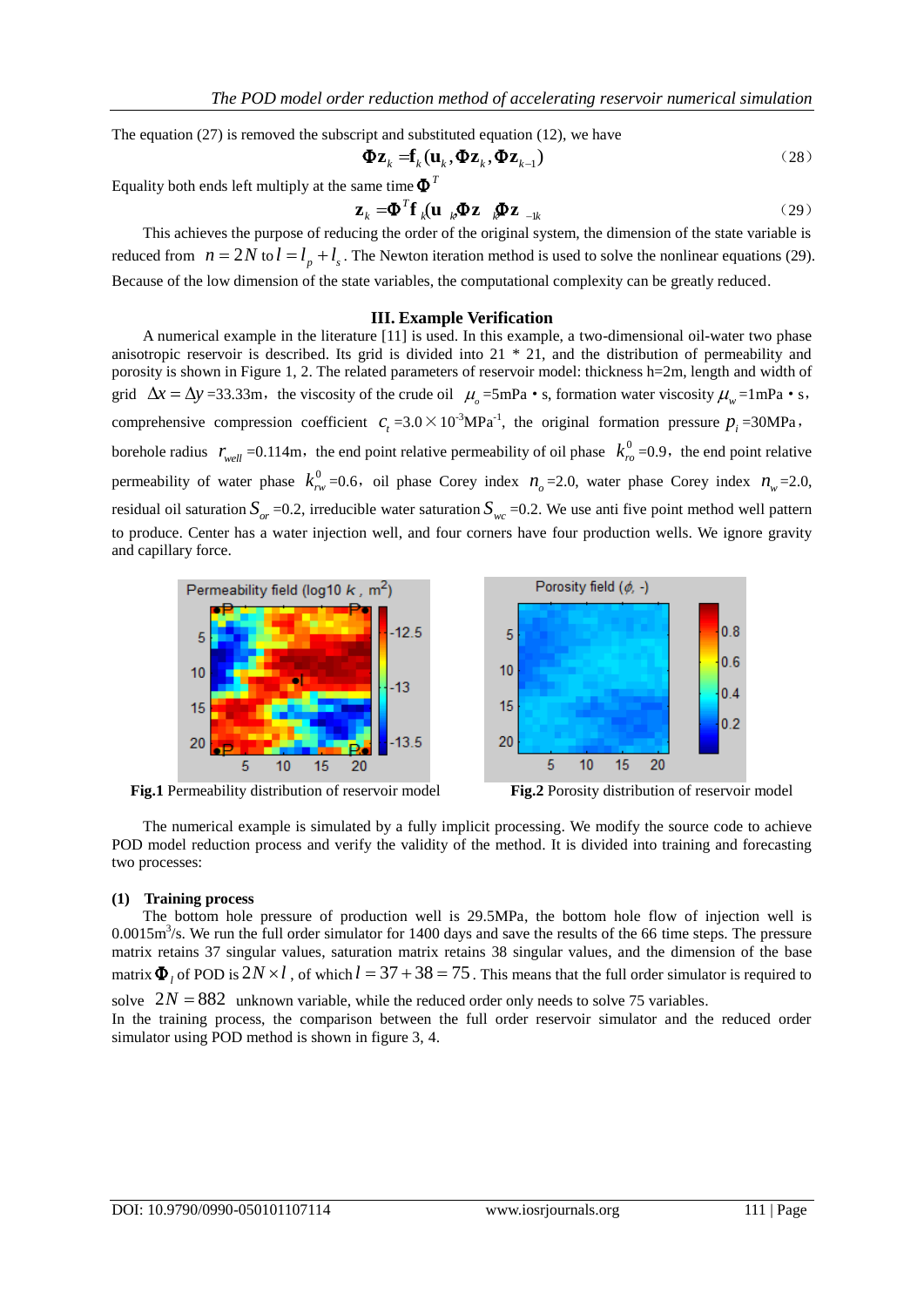The equation (27) is removed the subscript and substituted equation (12), we have

$$\mathbf{\Phi z}_k = \mathbf{f}_k(\mathbf{u}_k, \mathbf{\Phi z}_k, \mathbf{\Phi z}_{k-1}) \tag{28}$$

Equality both ends left multiply at the same time $\mathbf{\Phi}^T$

$$\mathbf{z}_k = \mathbf{\Phi}^T \mathbf{f}_k(\mathbf{u}_k, \mathbf{\Phi z}_k, \mathbf{\Phi z}_{k-1}) \tag{29}$$

This achieves the purpose of reducing the order of the original system, the dimension of the state variable is reduced from $n = 2N$ to $l = l_p + l_s$. The Newton iteration method is used to solve the nonlinear equations (29). Because of the low dimension of the state variables, the computational complexity can be greatly reduced.

## III. Example Verification

A numerical example in the literature [11] is used. In this example, a two-dimensional oil-water two phase anisotropic reservoir is described. Its grid is divided into 21 * 21, and the distribution of permeability and porosity is shown in Figure 1, 2. The related parameters of reservoir model: thickness h=2m, length and width of grid $\Delta x = \Delta y$ =33.33m, the viscosity of the crude oil $\mu_o$ =5mPa • s, formation water viscosity $\mu_w$ =1mPa • s, comprehensive compression coefficient $c_t$ =3.0×10$^{-3}$MPa$^{-1}$, the original formation pressure $p_i$ =30MPa, borehole radius $r_{well}$ =0.114m, the end point relative permeability of oil phase $k_{ro}^0$ =0.9, the end point relative permeability of water phase $k_{rw}^0$ =0.6, oil phase Corey index $n_o$ =2.0, water phase Corey index $n_w$ =2.0, residual oil saturation $S_{or}$ =0.2, irreducible water saturation $S_{wc}$ =0.2. We use anti five point method well pattern to produce. Center has a water injection well, and four corners have four production wells. We ignore gravity and capillary force.

**Fig.1** Permeability distribution of reservoir model

**Fig.2** Porosity distribution of reservoir model

The numerical example is simulated by a fully implicit processing. We modify the source code to achieve POD model reduction process and verify the validity of the method. It is divided into training and forecasting two processes:

**(1) Training process**

The bottom hole pressure of production well is 29.5MPa, the bottom hole flow of injection well is 0.0015m$^3$/s. We run the full order simulator for 1400 days and save the results of the 66 time steps. The pressure matrix retains 37 singular values, saturation matrix retains 38 singular values, and the dimension of the base matrix $\mathbf{\Phi}_l$ of POD is $2N \times l$, of which $l = 37 + 38 = 75$. This means that the full order simulator is required to solve $2N = 882$ unknown variable, while the reduced order only needs to solve 75 variables.

In the training process, the comparison between the full order reservoir simulator and the reduced order simulator using POD method is shown in figure 3, 4.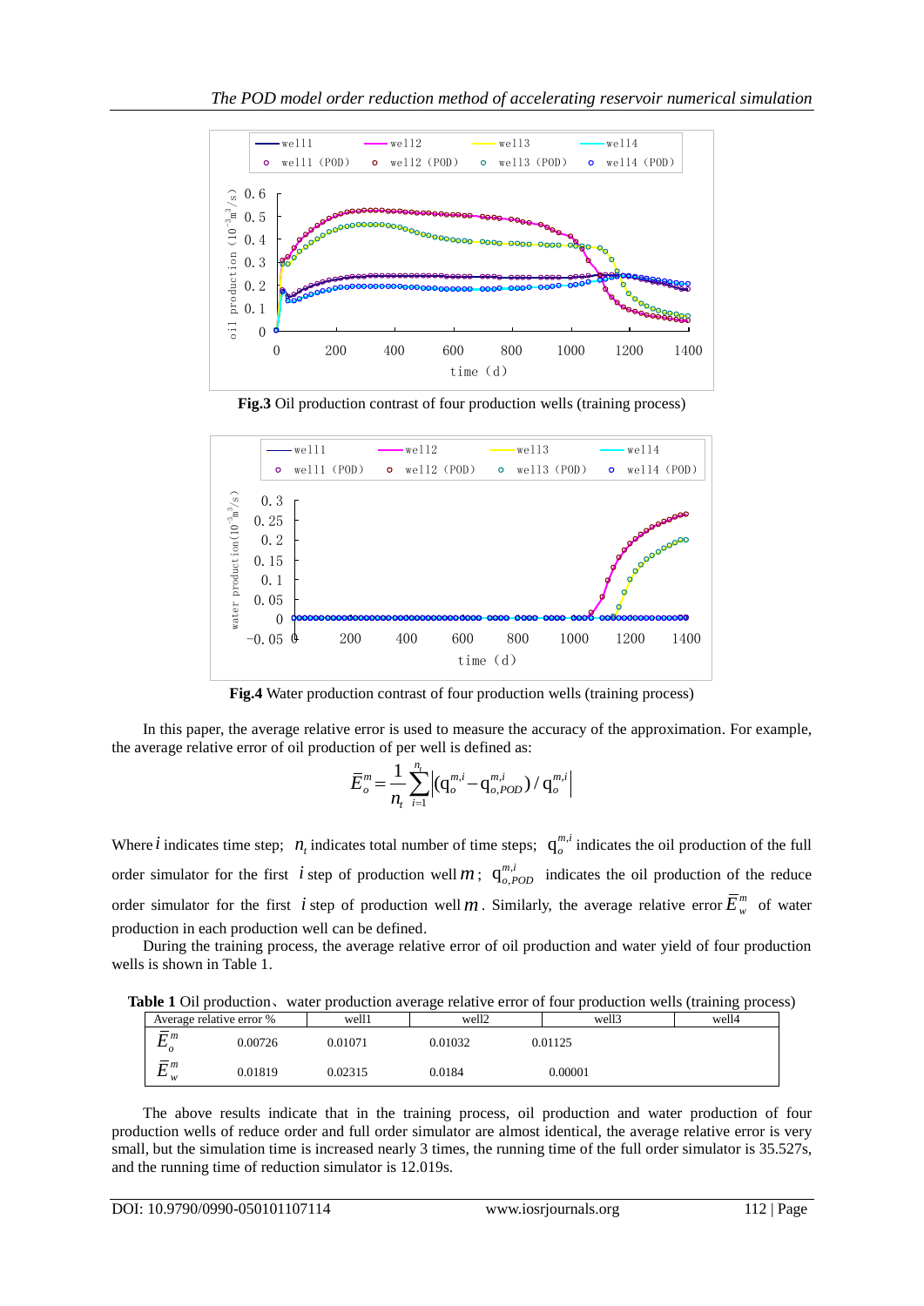**Fig.3** Oil production contrast of four production wells (training process)

**Fig.4** Water production contrast of four production wells (training process)

In this paper, the average relative error is used to measure the accuracy of the approximation. For example, the average relative error of oil production of per well is defined as:

$$\bar{E}_o^m = \frac{1}{n_t}\sum_{i=1}^{n_t}\left|(q_o^{m,i} - q_{o,POD}^{m,i}) / q_o^{m,i}\right|$$

Where $i$ indicates time step; $n_t$ indicates total number of time steps; $q_o^{m,i}$ indicates the oil production of the full order simulator for the first $i$ step of production well $m$; $q_{o,POD}^{m,i}$ indicates the oil production of the reduce order simulator for the first $i$ step of production well $m$. Similarly, the average relative error $\bar{E}_w^m$ of water production in each production well can be defined.

During the training process, the average relative error of oil production and water yield of four production wells is shown in Table 1.

**Table 1** Oil production、water production average relative error of four production wells (training process)

| Average relative error % | well1 | well2 | well3 | well4 |
|---|---|---|---|---|
| $\bar{E}_o^m$ | 0.00726 | 0.01071 | 0.01032 | 0.01125 |
| $\bar{E}_w^m$ | 0.01819 | 0.02315 | 0.0184 | 0.00001 |

The above results indicate that in the training process, oil production and water production of four production wells of reduce order and full order simulator are almost identical, the average relative error is very small, but the simulation time is increased nearly 3 times, the running time of the full order simulator is 35.527s, and the running time of reduction simulator is 12.019s.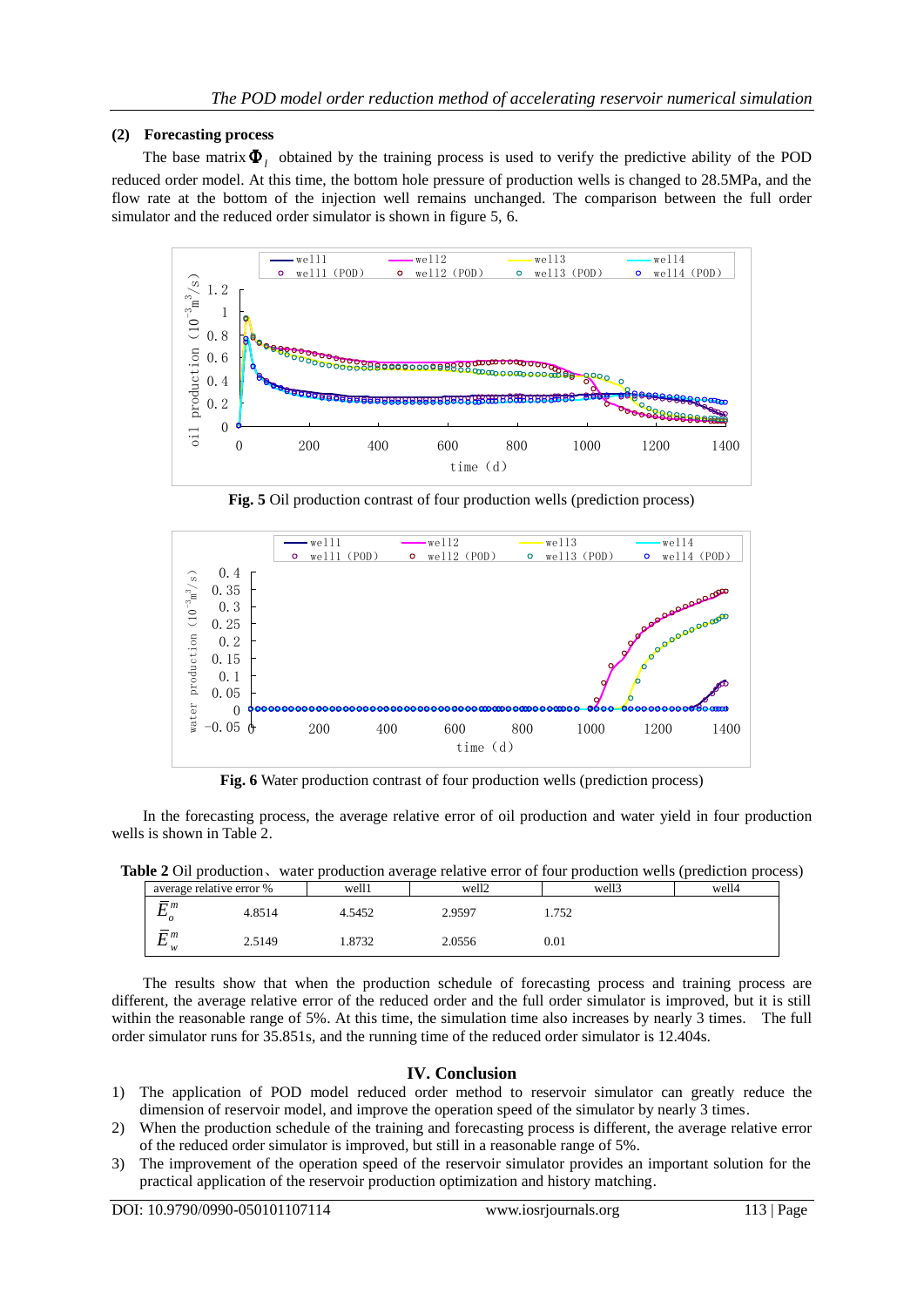**(2) Forecasting process**

The base matrix $\mathbf{\Phi}_l$ obtained by the training process is used to verify the predictive ability of the POD reduced order model. At this time, the bottom hole pressure of production wells is changed to 28.5MPa, and the flow rate at the bottom of the injection well remains unchanged. The comparison between the full order simulator and the reduced order simulator is shown in figure 5, 6.

**Fig. 5** Oil production contrast of four production wells (prediction process)

**Fig. 6** Water production contrast of four production wells (prediction process)

In the forecasting process, the average relative error of oil production and water yield in four production wells is shown in Table 2.

**Table 2** Oil production、water production average relative error of four production wells (prediction process)

| average relative error % | well1 | well2 | well3 | well4 |
|---|---|---|---|---|
| $\bar{E}_o^m$ | 4.8514 | 4.5452 | 2.9597 | 1.752 |
| $\bar{E}_w^m$ | 2.5149 | 1.8732 | 2.0556 | 0.01 |

The results show that when the production schedule of forecasting process and training process are different, the average relative error of the reduced order and the full order simulator is improved, but it is still within the reasonable range of 5%. At this time, the simulation time also increases by nearly 3 times. The full order simulator runs for 35.851s, and the running time of the reduced order simulator is 12.404s.

## IV. Conclusion

1) The application of POD model reduced order method to reservoir simulator can greatly reduce the dimension of reservoir model, and improve the operation speed of the simulator by nearly 3 times.
2) When the production schedule of the training and forecasting process is different, the average relative error of the reduced order simulator is improved, but still in a reasonable range of 5%.
3) The improvement of the operation speed of the reservoir simulator provides an important solution for the practical application of the reservoir production optimization and history matching.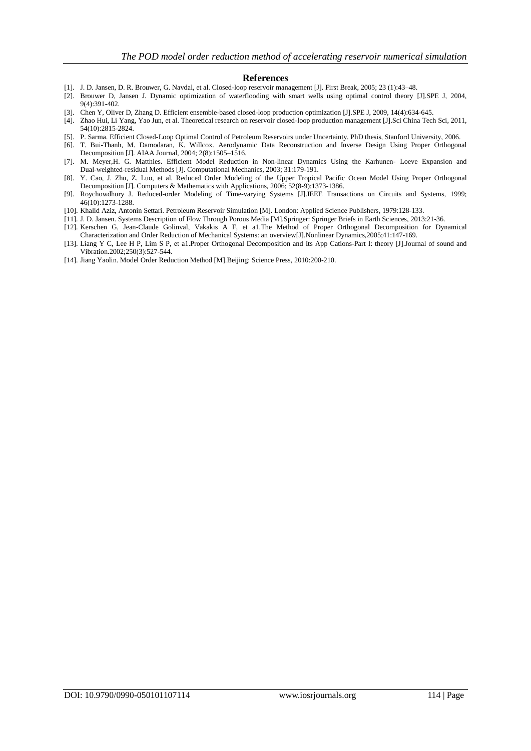## References

[1]. J. D. Jansen, D. R. Brouwer, G. Navdal, et al. Closed-loop reservoir management [J]. First Break, 2005; 23 (1):43–48.

[2]. Brouwer D, Jansen J. Dynamic optimization of waterflooding with smart wells using optimal control theory [J].SPE J, 2004, 9(4):391-402.

[3]. Chen Y, Oliver D, Zhang D. Efficient ensemble-based closed-loop production optimization [J].SPE J, 2009, 14(4):634-645.

[4]. Zhao Hui, Li Yang, Yao Jun, et al. Theoretical research on reservoir closed-loop production management [J].Sci China Tech Sci, 2011, 54(10):2815-2824.

[5]. P. Sarma. Efficient Closed-Loop Optimal Control of Petroleum Reservoirs under Uncertainty. PhD thesis, Stanford University, 2006.

[6]. T. Bui-Thanh, M. Damodaran, K. Willcox. Aerodynamic Data Reconstruction and Inverse Design Using Proper Orthogonal Decomposition [J]. AIAA Journal, 2004; 2(8):1505–1516.

[7]. M. Meyer,H. G. Matthies. Efficient Model Reduction in Non-linear Dynamics Using the Karhunen- Loeve Expansion and Dual-weighted-residual Methods [J]. Computational Mechanics, 2003; 31:179-191.

[8]. Y. Cao, J. Zhu, Z. Luo, et al. Reduced Order Modeling of the Upper Tropical Pacific Ocean Model Using Proper Orthogonal Decomposition [J]. Computers & Mathematics with Applications, 2006; 52(8-9):1373-1386.

[9]. Roychowdhury J. Reduced-order Modeling of Time-varying Systems [J].IEEE Transactions on Circuits and Systems, 1999; 46(10):1273-1288.

[10]. Khalid Aziz, Antonin Settari. Petroleum Reservoir Simulation [M]. London: Applied Science Publishers, 1979:128-133.

[11]. J. D. Jansen. Systems Description of Flow Through Porous Media [M].Springer: Springer Briefs in Earth Sciences, 2013:21-36.

[12]. Kerschen G, Jean-Claude Golinval, Vakakis A F, et a1.The Method of Proper Orthogonal Decomposition for Dynamical Characterization and Order Reduction of Mechanical Systems: an overview[J].Nonlinear Dynamics,2005;41:147-169.

[13]. Liang Y C, Lee H P, Lim S P, et a1.Proper Orthogonal Decomposition and Its App Cations-Part I: theory [J].Journal of sound and Vibration.2002;250(3):527-544.

[14]. Jiang Yaolin. Model Order Reduction Method [M].Beijing: Science Press, 2010:200-210.